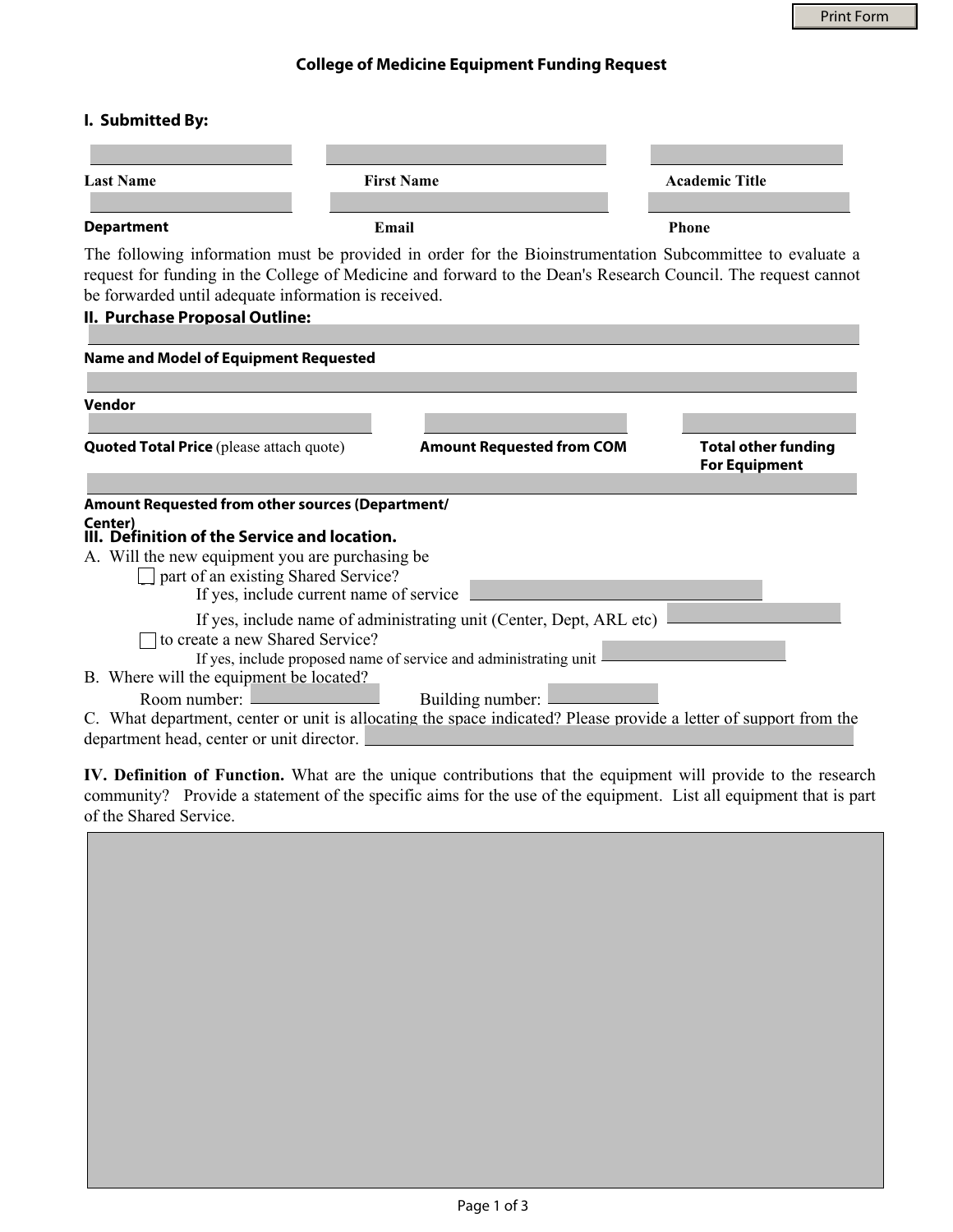Print Form

## College of Medicine Equipment Funding Request

### I. Submitted By:

| Last Name | First Name | Academic Title |
|---|---|---|
| **Department** | **Email** | **Phone** |

The following information must be provided in order for the Bioinstrumentation Subcommittee to evaluate a request for funding in the College of Medicine and forward to the Dean's Research Council. The request cannot be forwarded until adequate information is received.

### II. Purchase Proposal Outline:

**Name and Model of Equipment Requested**

**Vendor**

**Quoted Total Price** (please attach quote) | **Amount Requested from COM** | **Total other funding For Equipment**

**Amount Requested from other sources (Department/ Center)**

### III. Definition of the Service and location.

A. Will the new equipment you are purchasing be

- [ ] part of an existing Shared Service?
  - If yes, include current name of service
  - If yes, include name of administrating unit (Center, Dept, ARL etc)
- [ ] to create a new Shared Service?
  - If yes, include proposed name of service and administrating unit

B. Where will the equipment be located?

Room number: Building number:

C. What department, center or unit is allocating the space indicated? Please provide a letter of support from the department head, center or unit director.

**IV. Definition of Function.** What are the unique contributions that the equipment will provide to the research community? Provide a statement of the specific aims for the use of the equipment. List all equipment that is part of the Shared Service.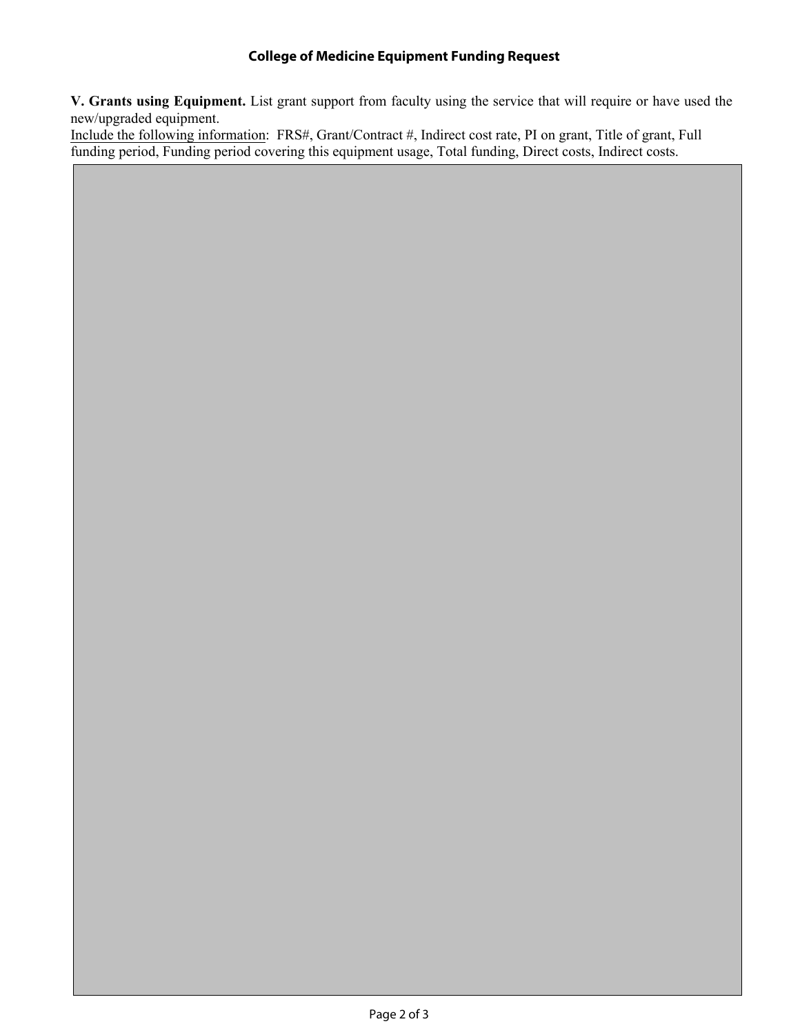**College of Medicine Equipment Funding Request**

**V. Grants using Equipment.** List grant support from faculty using the service that will require or have used the new/upgraded equipment.

Include the following information: FRS#, Grant/Contract #, Indirect cost rate, PI on grant, Title of grant, Full funding period, Funding period covering this equipment usage, Total funding, Direct costs, Indirect costs.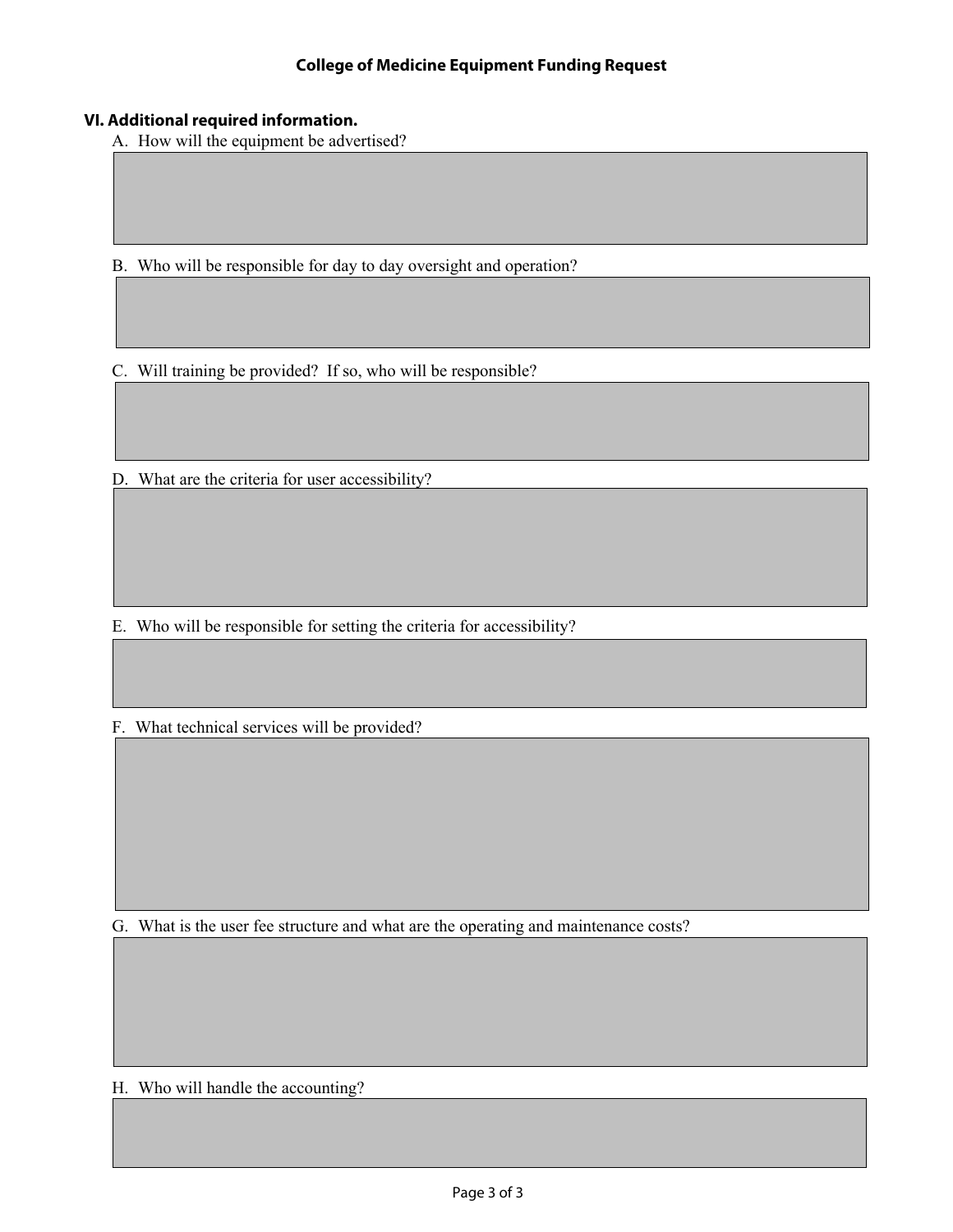**College of Medicine Equipment Funding Request**

## VI. Additional required information.

A. How will the equipment be advertised?

B. Who will be responsible for day to day oversight and operation?

C. Will training be provided? If so, who will be responsible?

D. What are the criteria for user accessibility?

E. Who will be responsible for setting the criteria for accessibility?

F. What technical services will be provided?

G. What is the user fee structure and what are the operating and maintenance costs?

H. Who will handle the accounting?